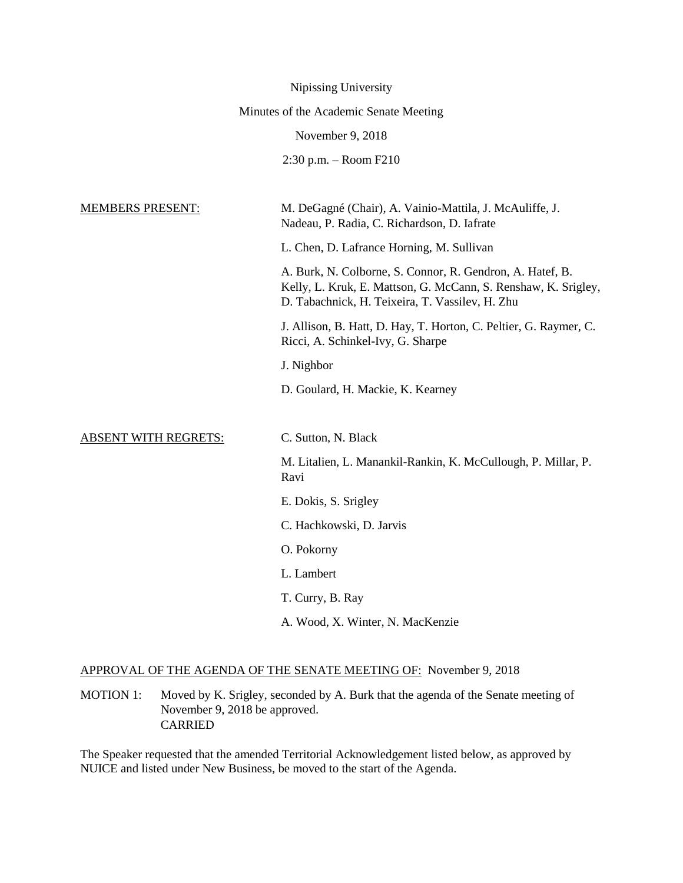Nipissing University

Minutes of the Academic Senate Meeting

November 9, 2018

2:30 p.m. – Room F210

MEMBERS PRESENT:

M. DeGagné (Chair), A. Vainio-Mattila, J. McAuliffe, J. Nadeau, P. Radia, C. Richardson, D. Iafrate

L. Chen, D. Lafrance Horning, M. Sullivan

A. Burk, N. Colborne, S. Connor, R. Gendron, A. Hatef, B. Kelly, L. Kruk, E. Mattson, G. McCann, S. Renshaw, K. Srigley, D. Tabachnick, H. Teixeira, T. Vassilev, H. Zhu

J. Allison, B. Hatt, D. Hay, T. Horton, C. Peltier, G. Raymer, C. Ricci, A. Schinkel-Ivy, G. Sharpe

J. Nighbor

D. Goulard, H. Mackie, K. Kearney

ABSENT WITH REGRETS:

C. Sutton, N. Black

M. Litalien, L. Manankil-Rankin, K. McCullough, P. Millar, P. Ravi

E. Dokis, S. Srigley

C. Hachkowski, D. Jarvis

O. Pokorny

L. Lambert

T. Curry, B. Ray

A. Wood, X. Winter, N. MacKenzie

APPROVAL OF THE AGENDA OF THE SENATE MEETING OF: November 9, 2018

MOTION 1: Moved by K. Srigley, seconded by A. Burk that the agenda of the Senate meeting of November 9, 2018 be approved.
CARRIED

The Speaker requested that the amended Territorial Acknowledgement listed below, as approved by NUICE and listed under New Business, be moved to the start of the Agenda.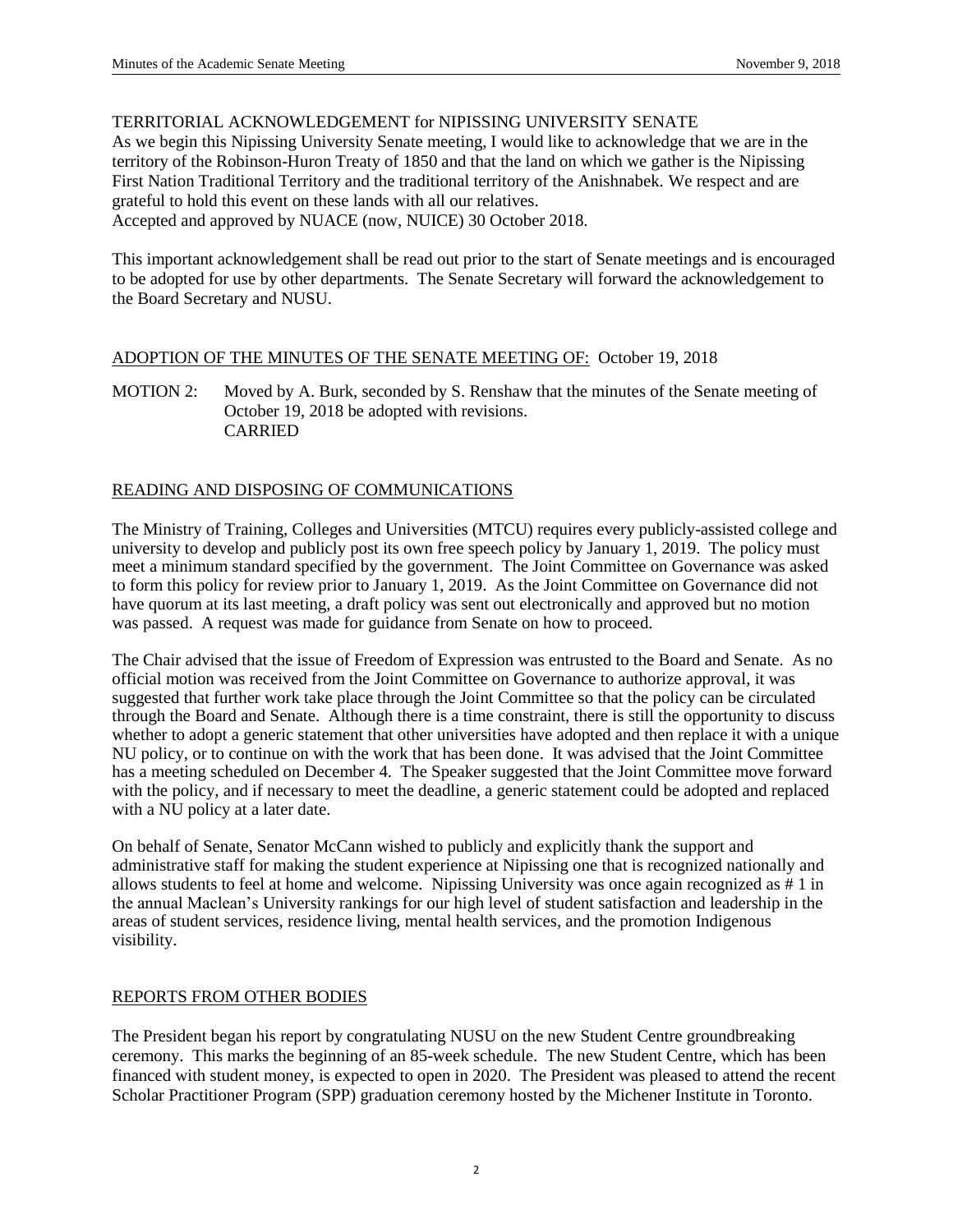TERRITORIAL ACKNOWLEDGEMENT for NIPISSING UNIVERSITY SENATE
As we begin this Nipissing University Senate meeting, I would like to acknowledge that we are in the territory of the Robinson-Huron Treaty of 1850 and that the land on which we gather is the Nipissing First Nation Traditional Territory and the traditional territory of the Anishnabek. We respect and are grateful to hold this event on these lands with all our relatives.
Accepted and approved by NUACE (now, NUICE) 30 October 2018.

This important acknowledgement shall be read out prior to the start of Senate meetings and is encouraged to be adopted for use by other departments. The Senate Secretary will forward the acknowledgement to the Board Secretary and NUSU.

## ADOPTION OF THE MINUTES OF THE SENATE MEETING OF: October 19, 2018

MOTION 2: Moved by A. Burk, seconded by S. Renshaw that the minutes of the Senate meeting of October 19, 2018 be adopted with revisions.
CARRIED

## READING AND DISPOSING OF COMMUNICATIONS

The Ministry of Training, Colleges and Universities (MTCU) requires every publicly-assisted college and university to develop and publicly post its own free speech policy by January 1, 2019. The policy must meet a minimum standard specified by the government. The Joint Committee on Governance was asked to form this policy for review prior to January 1, 2019. As the Joint Committee on Governance did not have quorum at its last meeting, a draft policy was sent out electronically and approved but no motion was passed. A request was made for guidance from Senate on how to proceed.

The Chair advised that the issue of Freedom of Expression was entrusted to the Board and Senate. As no official motion was received from the Joint Committee on Governance to authorize approval, it was suggested that further work take place through the Joint Committee so that the policy can be circulated through the Board and Senate. Although there is a time constraint, there is still the opportunity to discuss whether to adopt a generic statement that other universities have adopted and then replace it with a unique NU policy, or to continue on with the work that has been done. It was advised that the Joint Committee has a meeting scheduled on December 4. The Speaker suggested that the Joint Committee move forward with the policy, and if necessary to meet the deadline, a generic statement could be adopted and replaced with a NU policy at a later date.

On behalf of Senate, Senator McCann wished to publicly and explicitly thank the support and administrative staff for making the student experience at Nipissing one that is recognized nationally and allows students to feel at home and welcome. Nipissing University was once again recognized as # 1 in the annual Maclean's University rankings for our high level of student satisfaction and leadership in the areas of student services, residence living, mental health services, and the promotion Indigenous visibility.

## REPORTS FROM OTHER BODIES

The President began his report by congratulating NUSU on the new Student Centre groundbreaking ceremony. This marks the beginning of an 85-week schedule. The new Student Centre, which has been financed with student money, is expected to open in 2020. The President was pleased to attend the recent Scholar Practitioner Program (SPP) graduation ceremony hosted by the Michener Institute in Toronto.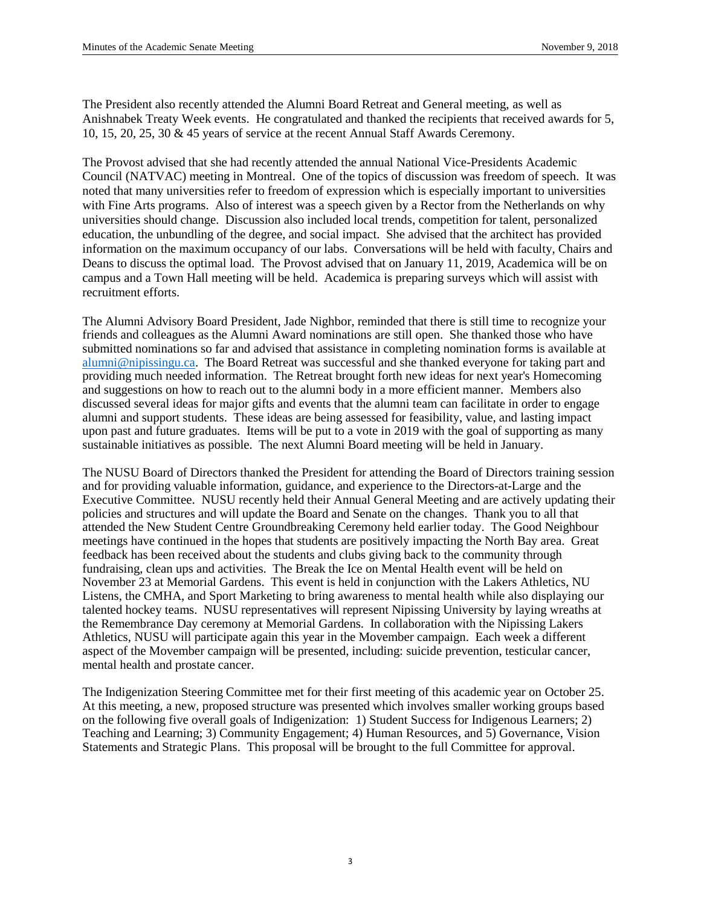The President also recently attended the Alumni Board Retreat and General meeting, as well as Anishnabek Treaty Week events. He congratulated and thanked the recipients that received awards for 5, 10, 15, 20, 25, 30 & 45 years of service at the recent Annual Staff Awards Ceremony.

The Provost advised that she had recently attended the annual National Vice-Presidents Academic Council (NATVAC) meeting in Montreal. One of the topics of discussion was freedom of speech. It was noted that many universities refer to freedom of expression which is especially important to universities with Fine Arts programs. Also of interest was a speech given by a Rector from the Netherlands on why universities should change. Discussion also included local trends, competition for talent, personalized education, the unbundling of the degree, and social impact. She advised that the architect has provided information on the maximum occupancy of our labs. Conversations will be held with faculty, Chairs and Deans to discuss the optimal load. The Provost advised that on January 11, 2019, Academica will be on campus and a Town Hall meeting will be held. Academica is preparing surveys which will assist with recruitment efforts.

The Alumni Advisory Board President, Jade Nighbor, reminded that there is still time to recognize your friends and colleagues as the Alumni Award nominations are still open. She thanked those who have submitted nominations so far and advised that assistance in completing nomination forms is available at alumni@nipissingu.ca. The Board Retreat was successful and she thanked everyone for taking part and providing much needed information. The Retreat brought forth new ideas for next year's Homecoming and suggestions on how to reach out to the alumni body in a more efficient manner. Members also discussed several ideas for major gifts and events that the alumni team can facilitate in order to engage alumni and support students. These ideas are being assessed for feasibility, value, and lasting impact upon past and future graduates. Items will be put to a vote in 2019 with the goal of supporting as many sustainable initiatives as possible. The next Alumni Board meeting will be held in January.

The NUSU Board of Directors thanked the President for attending the Board of Directors training session and for providing valuable information, guidance, and experience to the Directors-at-Large and the Executive Committee. NUSU recently held their Annual General Meeting and are actively updating their policies and structures and will update the Board and Senate on the changes. Thank you to all that attended the New Student Centre Groundbreaking Ceremony held earlier today. The Good Neighbour meetings have continued in the hopes that students are positively impacting the North Bay area. Great feedback has been received about the students and clubs giving back to the community through fundraising, clean ups and activities. The Break the Ice on Mental Health event will be held on November 23 at Memorial Gardens. This event is held in conjunction with the Lakers Athletics, NU Listens, the CMHA, and Sport Marketing to bring awareness to mental health while also displaying our talented hockey teams. NUSU representatives will represent Nipissing University by laying wreaths at the Remembrance Day ceremony at Memorial Gardens. In collaboration with the Nipissing Lakers Athletics, NUSU will participate again this year in the Movember campaign. Each week a different aspect of the Movember campaign will be presented, including: suicide prevention, testicular cancer, mental health and prostate cancer.

The Indigenization Steering Committee met for their first meeting of this academic year on October 25. At this meeting, a new, proposed structure was presented which involves smaller working groups based on the following five overall goals of Indigenization: 1) Student Success for Indigenous Learners; 2) Teaching and Learning; 3) Community Engagement; 4) Human Resources, and 5) Governance, Vision Statements and Strategic Plans. This proposal will be brought to the full Committee for approval.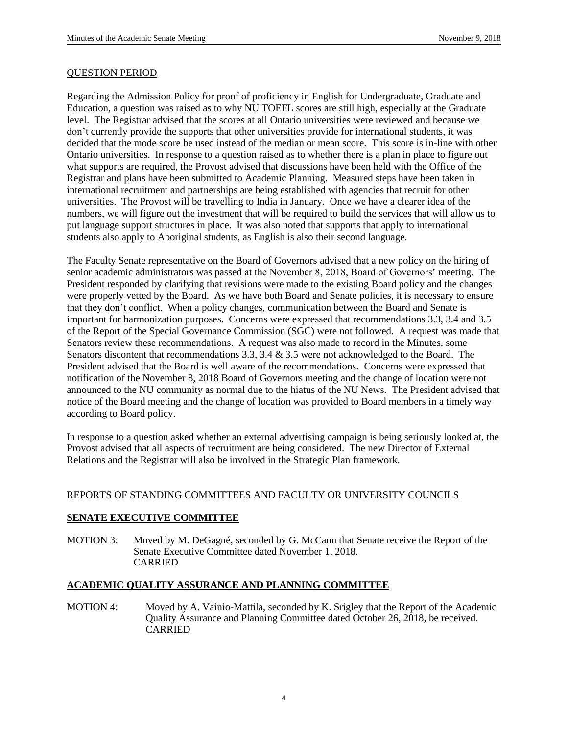## QUESTION PERIOD

Regarding the Admission Policy for proof of proficiency in English for Undergraduate, Graduate and Education, a question was raised as to why NU TOEFL scores are still high, especially at the Graduate level. The Registrar advised that the scores at all Ontario universities were reviewed and because we don't currently provide the supports that other universities provide for international students, it was decided that the mode score be used instead of the median or mean score. This score is in-line with other Ontario universities. In response to a question raised as to whether there is a plan in place to figure out what supports are required, the Provost advised that discussions have been held with the Office of the Registrar and plans have been submitted to Academic Planning. Measured steps have been taken in international recruitment and partnerships are being established with agencies that recruit for other universities. The Provost will be travelling to India in January. Once we have a clearer idea of the numbers, we will figure out the investment that will be required to build the services that will allow us to put language support structures in place. It was also noted that supports that apply to international students also apply to Aboriginal students, as English is also their second language.

The Faculty Senate representative on the Board of Governors advised that a new policy on the hiring of senior academic administrators was passed at the November 8, 2018, Board of Governors' meeting. The President responded by clarifying that revisions were made to the existing Board policy and the changes were properly vetted by the Board. As we have both Board and Senate policies, it is necessary to ensure that they don't conflict. When a policy changes, communication between the Board and Senate is important for harmonization purposes. Concerns were expressed that recommendations 3.3, 3.4 and 3.5 of the Report of the Special Governance Commission (SGC) were not followed. A request was made that Senators review these recommendations. A request was also made to record in the Minutes, some Senators discontent that recommendations 3.3, 3.4 & 3.5 were not acknowledged to the Board. The President advised that the Board is well aware of the recommendations. Concerns were expressed that notification of the November 8, 2018 Board of Governors meeting and the change of location were not announced to the NU community as normal due to the hiatus of the NU News. The President advised that notice of the Board meeting and the change of location was provided to Board members in a timely way according to Board policy.

In response to a question asked whether an external advertising campaign is being seriously looked at, the Provost advised that all aspects of recruitment are being considered. The new Director of External Relations and the Registrar will also be involved in the Strategic Plan framework.

## REPORTS OF STANDING COMMITTEES AND FACULTY OR UNIVERSITY COUNCILS

### SENATE EXECUTIVE COMMITTEE

MOTION 3: Moved by M. DeGagné, seconded by G. McCann that Senate receive the Report of the Senate Executive Committee dated November 1, 2018.
CARRIED

### ACADEMIC QUALITY ASSURANCE AND PLANNING COMMITTEE

MOTION 4: Moved by A. Vainio-Mattila, seconded by K. Srigley that the Report of the Academic Quality Assurance and Planning Committee dated October 26, 2018, be received.
CARRIED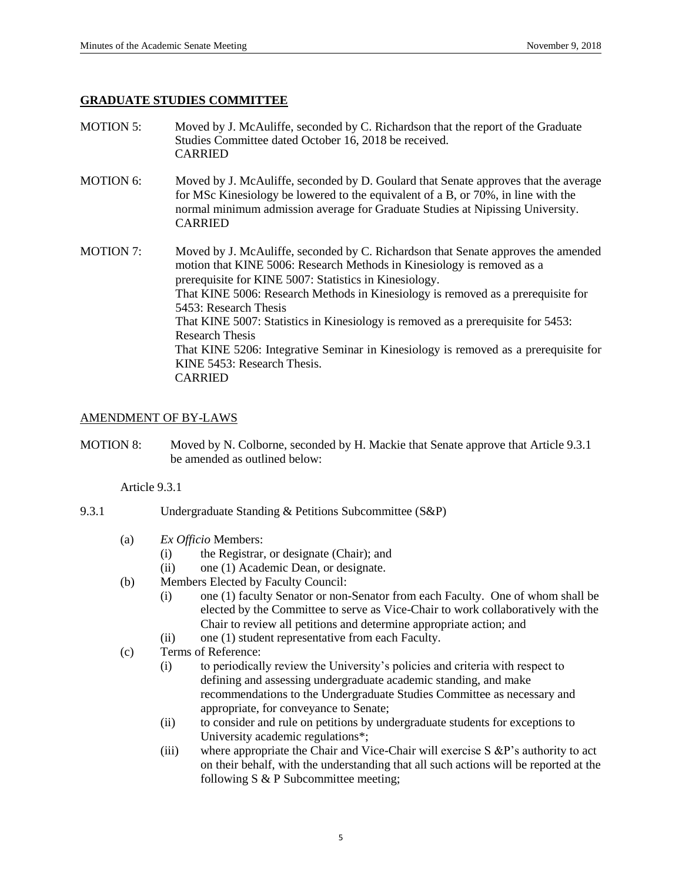## GRADUATE STUDIES COMMITTEE

MOTION 5: Moved by J. McAuliffe, seconded by C. Richardson that the report of the Graduate Studies Committee dated October 16, 2018 be received.
CARRIED

MOTION 6: Moved by J. McAuliffe, seconded by D. Goulard that Senate approves that the average for MSc Kinesiology be lowered to the equivalent of a B, or 70%, in line with the normal minimum admission average for Graduate Studies at Nipissing University.
CARRIED

MOTION 7: Moved by J. McAuliffe, seconded by C. Richardson that Senate approves the amended motion that KINE 5006: Research Methods in Kinesiology is removed as a prerequisite for KINE 5007: Statistics in Kinesiology.
That KINE 5006: Research Methods in Kinesiology is removed as a prerequisite for 5453: Research Thesis
That KINE 5007: Statistics in Kinesiology is removed as a prerequisite for 5453: Research Thesis
That KINE 5206: Integrative Seminar in Kinesiology is removed as a prerequisite for KINE 5453: Research Thesis.
CARRIED

## AMENDMENT OF BY-LAWS

MOTION 8: Moved by N. Colborne, seconded by H. Mackie that Senate approve that Article 9.3.1 be amended as outlined below:

Article 9.3.1

9.3.1 Undergraduate Standing & Petitions Subcommittee (S&P)

- (a) *Ex Officio* Members:
  - (i) the Registrar, or designate (Chair); and
  - (ii) one (1) Academic Dean, or designate.
- (b) Members Elected by Faculty Council:
  - (i) one (1) faculty Senator or non-Senator from each Faculty. One of whom shall be elected by the Committee to serve as Vice-Chair to work collaboratively with the Chair to review all petitions and determine appropriate action; and
  - (ii) one (1) student representative from each Faculty.
- (c) Terms of Reference:
  - (i) to periodically review the University's policies and criteria with respect to defining and assessing undergraduate academic standing, and make recommendations to the Undergraduate Studies Committee as necessary and appropriate, for conveyance to Senate;
  - (ii) to consider and rule on petitions by undergraduate students for exceptions to University academic regulations*;
  - (iii) where appropriate the Chair and Vice-Chair will exercise S &P's authority to act on their behalf, with the understanding that all such actions will be reported at the following S & P Subcommittee meeting;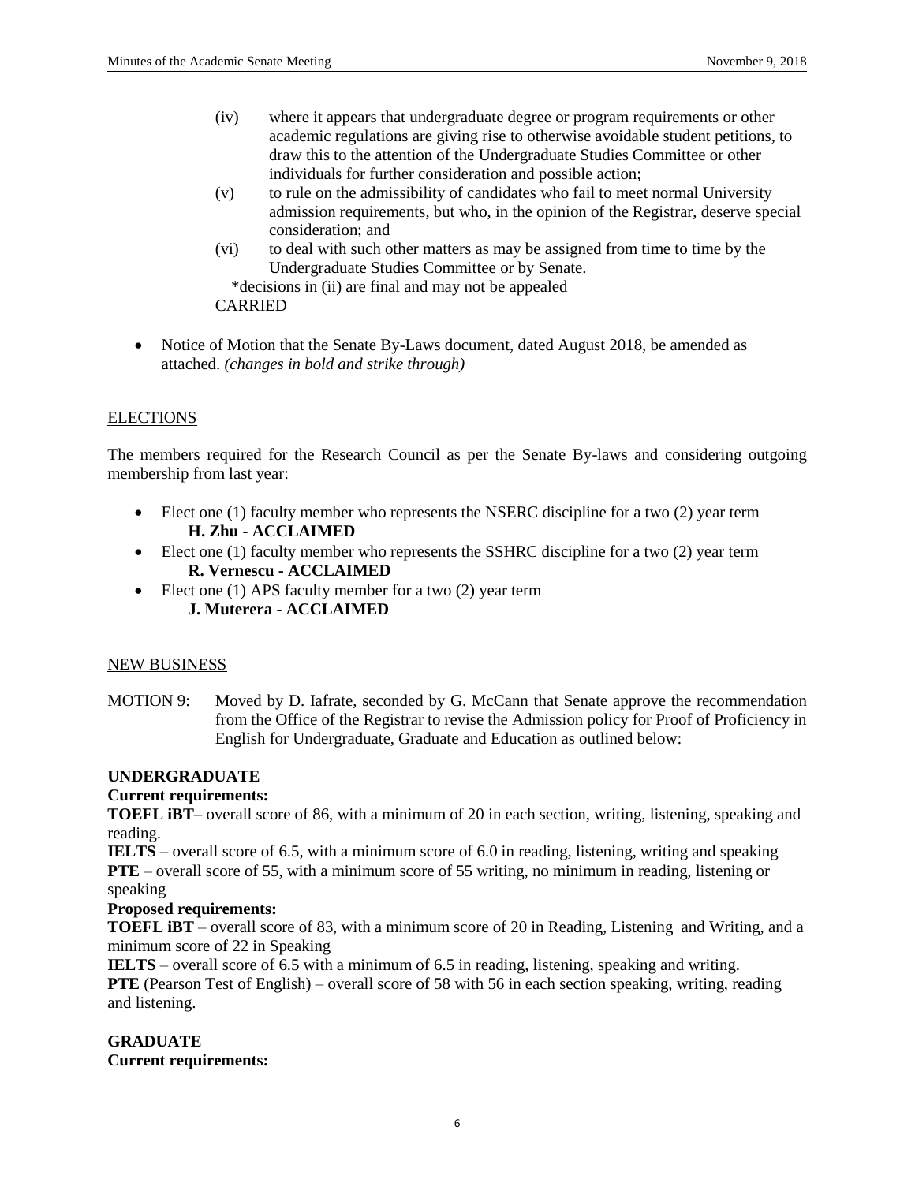(iv) where it appears that undergraduate degree or program requirements or other academic regulations are giving rise to otherwise avoidable student petitions, to draw this to the attention of the Undergraduate Studies Committee or other individuals for further consideration and possible action;

(v) to rule on the admissibility of candidates who fail to meet normal University admission requirements, but who, in the opinion of the Registrar, deserve special consideration; and

(vi) to deal with such other matters as may be assigned from time to time by the Undergraduate Studies Committee or by Senate.

*decisions in (ii) are final and may not be appealed

CARRIED

- Notice of Motion that the Senate By-Laws document, dated August 2018, be amended as attached. *(changes in bold and strike through)*

## ELECTIONS

The members required for the Research Council as per the Senate By-laws and considering outgoing membership from last year:

- Elect one (1) faculty member who represents the NSERC discipline for a two (2) year term
  **H. Zhu - ACCLAIMED**
- Elect one (1) faculty member who represents the SSHRC discipline for a two (2) year term
  **R. Vernescu - ACCLAIMED**
- Elect one (1) APS faculty member for a two (2) year term
  **J. Muterera - ACCLAIMED**

## NEW BUSINESS

MOTION 9: Moved by D. Iafrate, seconded by G. McCann that Senate approve the recommendation from the Office of the Registrar to revise the Admission policy for Proof of Proficiency in English for Undergraduate, Graduate and Education as outlined below:

**UNDERGRADUATE**

**Current requirements:**

**TOEFL iBT**– overall score of 86, with a minimum of 20 in each section, writing, listening, speaking and reading.

**IELTS** – overall score of 6.5, with a minimum score of 6.0 in reading, listening, writing and speaking

**PTE** – overall score of 55, with a minimum score of 55 writing, no minimum in reading, listening or speaking

**Proposed requirements:**

**TOEFL iBT** – overall score of 83, with a minimum score of 20 in Reading, Listening and Writing, and a minimum score of 22 in Speaking

**IELTS** – overall score of 6.5 with a minimum of 6.5 in reading, listening, speaking and writing.

**PTE** (Pearson Test of English) – overall score of 58 with 56 in each section speaking, writing, reading and listening.

**GRADUATE**

**Current requirements:**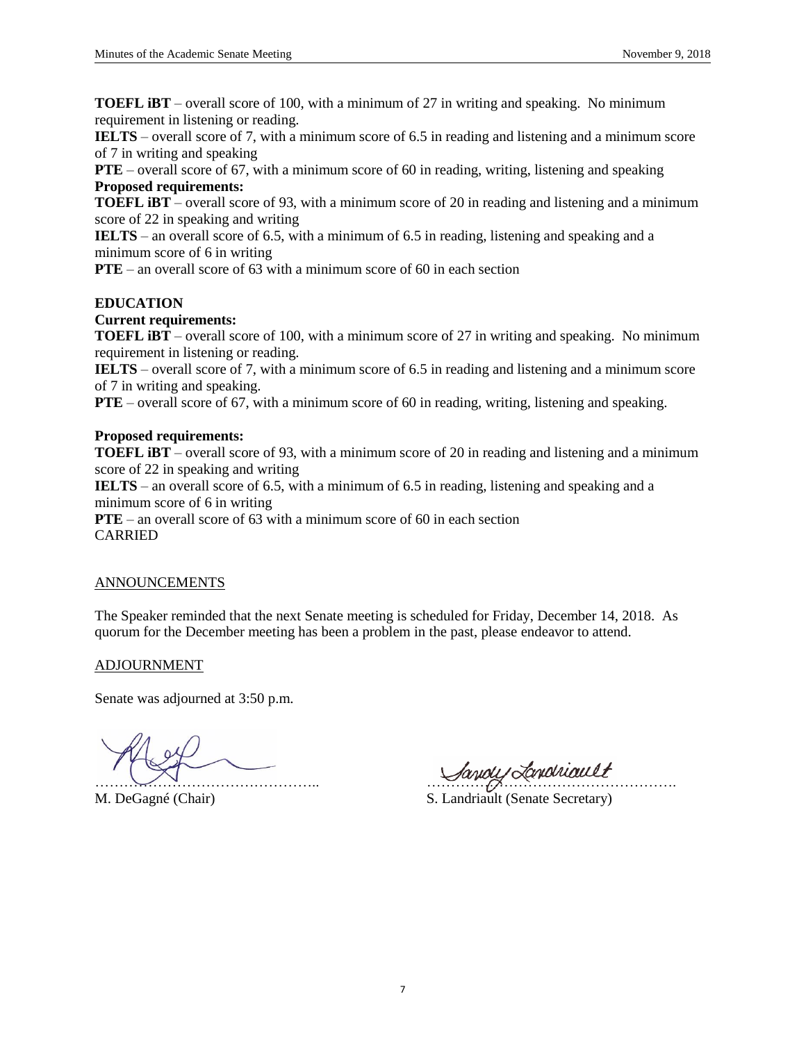**TOEFL iBT** – overall score of 100, with a minimum of 27 in writing and speaking. No minimum requirement in listening or reading.

**IELTS** – overall score of 7, with a minimum score of 6.5 in reading and listening and a minimum score of 7 in writing and speaking

**PTE** – overall score of 67, with a minimum score of 60 in reading, writing, listening and speaking

**Proposed requirements:**

**TOEFL iBT** – overall score of 93, with a minimum score of 20 in reading and listening and a minimum score of 22 in speaking and writing

**IELTS** – an overall score of 6.5, with a minimum of 6.5 in reading, listening and speaking and a minimum score of 6 in writing

**PTE** – an overall score of 63 with a minimum score of 60 in each section

**EDUCATION**

**Current requirements:**

**TOEFL iBT** – overall score of 100, with a minimum score of 27 in writing and speaking. No minimum requirement in listening or reading.

**IELTS** – overall score of 7, with a minimum score of 6.5 in reading and listening and a minimum score of 7 in writing and speaking.

**PTE** – overall score of 67, with a minimum score of 60 in reading, writing, listening and speaking.

**Proposed requirements:**

**TOEFL iBT** – overall score of 93, with a minimum score of 20 in reading and listening and a minimum score of 22 in speaking and writing

**IELTS** – an overall score of 6.5, with a minimum of 6.5 in reading, listening and speaking and a minimum score of 6 in writing

**PTE** – an overall score of 63 with a minimum score of 60 in each section

CARRIED

ANNOUNCEMENTS

The Speaker reminded that the next Senate meeting is scheduled for Friday, December 14, 2018. As quorum for the December meeting has been a problem in the past, please endeavor to attend.

ADJOURNMENT

Senate was adjourned at 3:50 p.m.

……………………………………….. ……………………………………………….

M. DeGagné (Chair) S. Landriault (Senate Secretary)